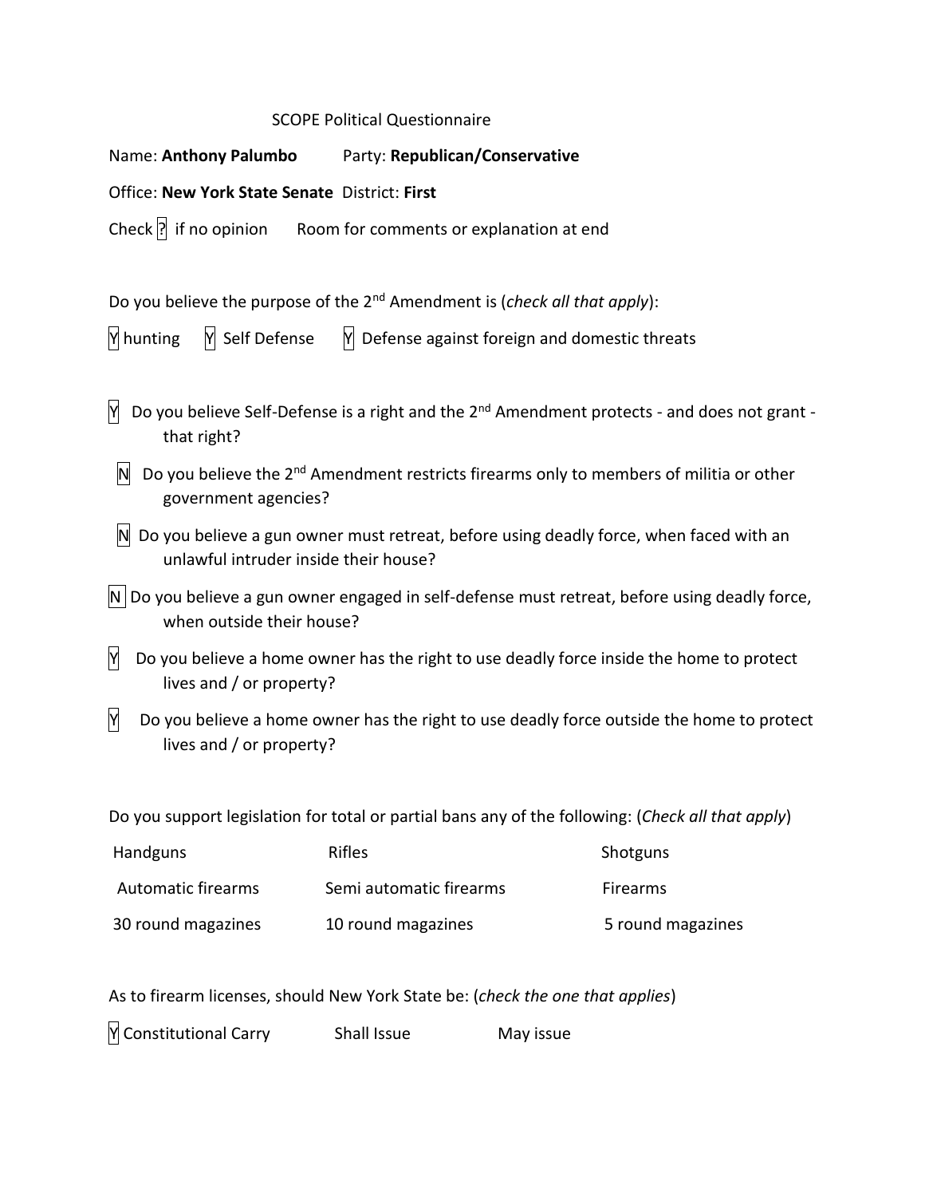SCOPE Political Questionnaire

Name: **Anthony Palumbo** Party: **Republican/Conservative**

Office: **New York State Senate** District: **First**

Check [?] if no opinion Room for comments or explanation at end

Do you believe the purpose of the 2nd Amendment is (*check all that apply*):

[Y] hunting [Y] Self Defense [Y] Defense against foreign and domestic threats

[Y] Do you believe Self-Defense is a right and the 2nd Amendment protects - and does not grant - that right?

[N] Do you believe the 2nd Amendment restricts firearms only to members of militia or other government agencies?

[N] Do you believe a gun owner must retreat, before using deadly force, when faced with an unlawful intruder inside their house?

[N] Do you believe a gun owner engaged in self-defense must retreat, before using deadly force, when outside their house?

[Y] Do you believe a home owner has the right to use deadly force inside the home to protect lives and / or property?

[Y] Do you believe a home owner has the right to use deadly force outside the home to protect lives and / or property?

Do you support legislation for total or partial bans any of the following: (*Check all that apply*)

| | | |
|---|---|---|
| Handguns | Rifles | Shotguns |
| Automatic firearms | Semi automatic firearms | Firearms |
| 30 round magazines | 10 round magazines | 5 round magazines |

As to firearm licenses, should New York State be: (*check the one that applies*)

[Y] Constitutional Carry Shall Issue May issue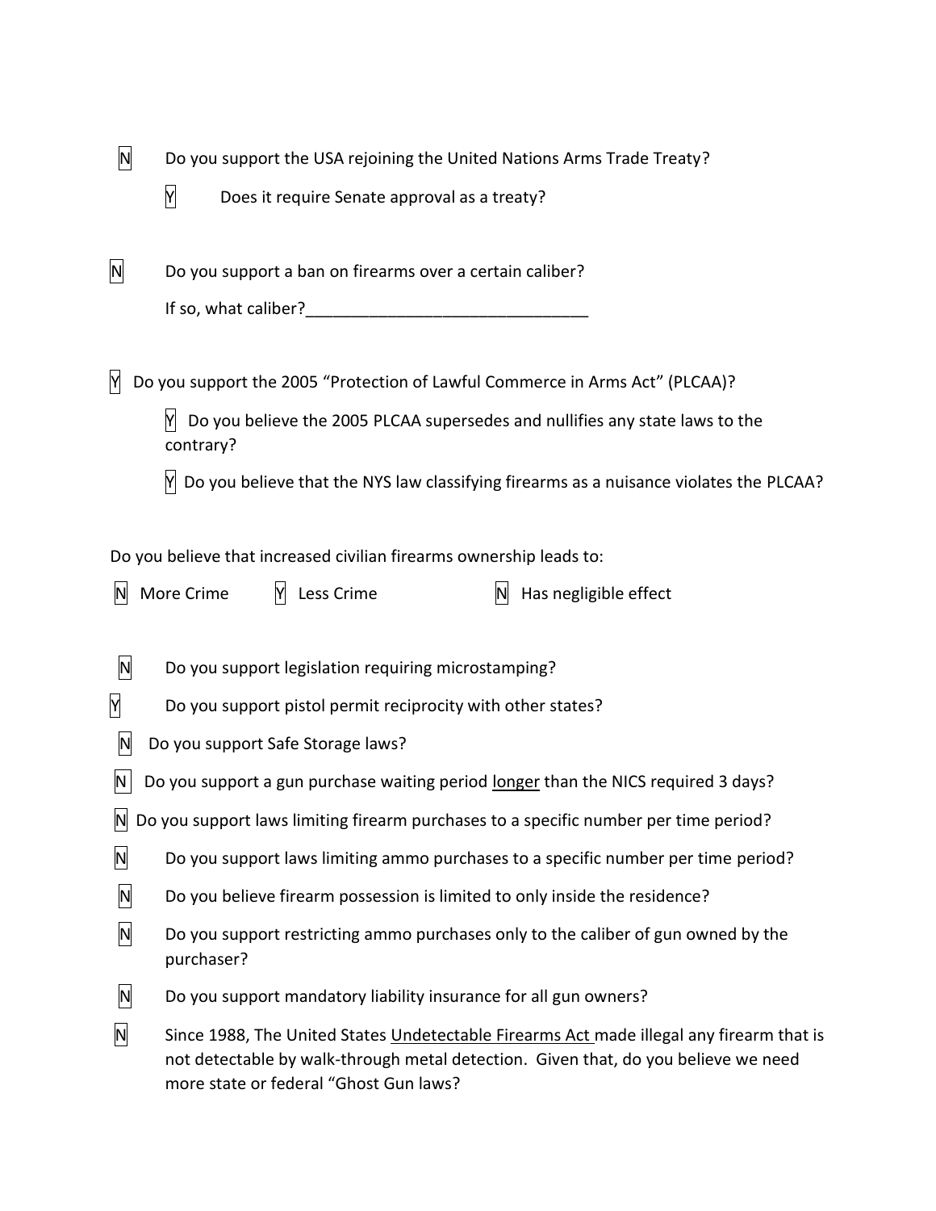N Do you support the USA rejoining the United Nations Arms Trade Treaty?

  Y Does it require Senate approval as a treaty?

N Do you support a ban on firearms over a certain caliber?

  If so, what caliber?_______________________________

Y Do you support the 2005 "Protection of Lawful Commerce in Arms Act" (PLCAA)?

  Y Do you believe the 2005 PLCAA supersedes and nullifies any state laws to the contrary?

  Y Do you believe that the NYS law classifying firearms as a nuisance violates the PLCAA?

Do you believe that increased civilian firearms ownership leads to:

N More Crime    Y Less Crime    N Has negligible effect

N Do you support legislation requiring microstamping?

Y Do you support pistol permit reciprocity with other states?

N Do you support Safe Storage laws?

N Do you support a gun purchase waiting period <u>longer</u> than the NICS required 3 days?

N Do you support laws limiting firearm purchases to a specific number per time period?

N Do you support laws limiting ammo purchases to a specific number per time period?

N Do you believe firearm possession is limited to only inside the residence?

N Do you support restricting ammo purchases only to the caliber of gun owned by the purchaser?

N Do you support mandatory liability insurance for all gun owners?

N Since 1988, The United States <u>Undetectable Firearms Act</u> made illegal any firearm that is not detectable by walk-through metal detection. Given that, do you believe we need more state or federal "Ghost Gun laws?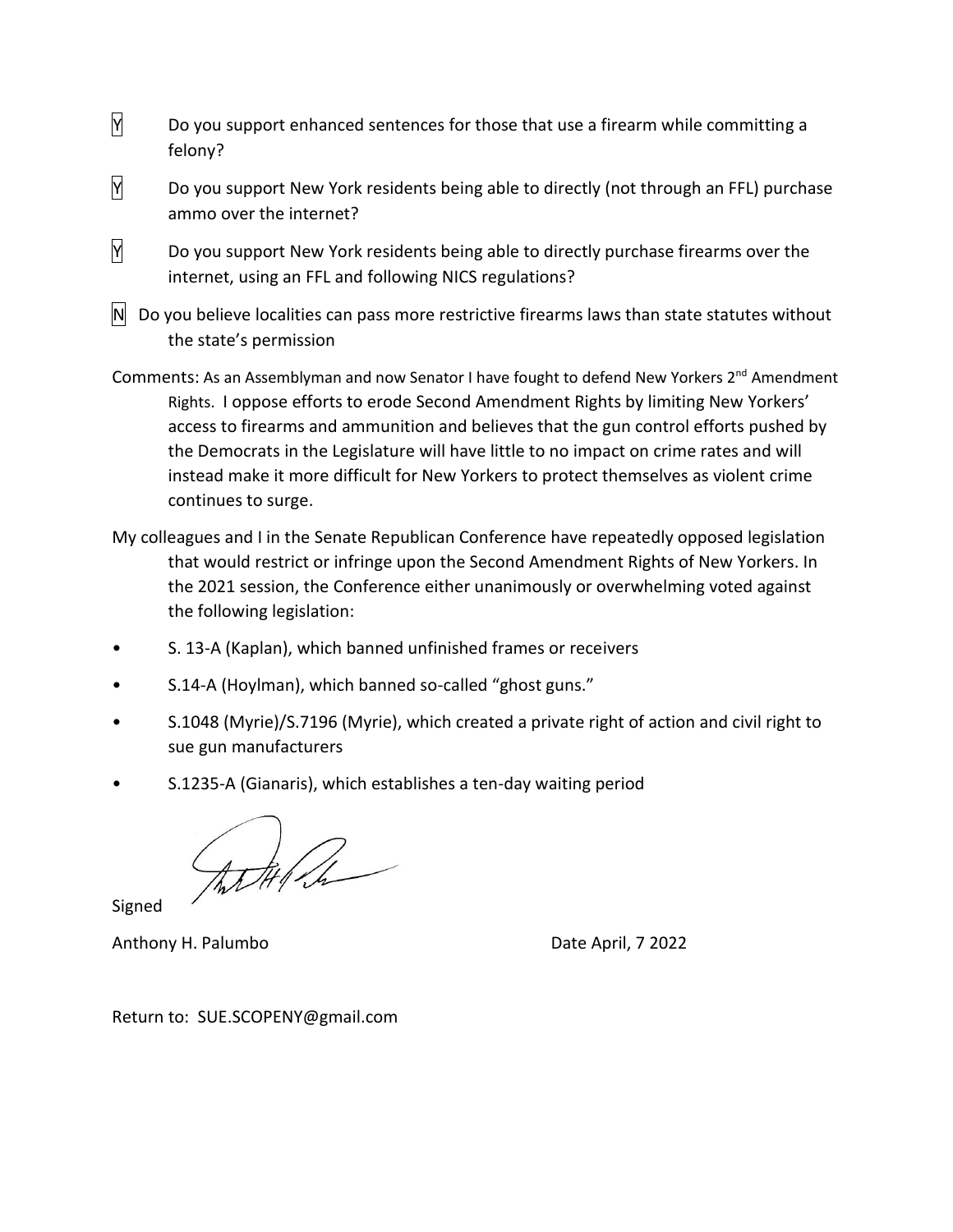Y Do you support enhanced sentences for those that use a firearm while committing a felony?

Y Do you support New York residents being able to directly (not through an FFL) purchase ammo over the internet?

Y Do you support New York residents being able to directly purchase firearms over the internet, using an FFL and following NICS regulations?

N Do you believe localities can pass more restrictive firearms laws than state statutes without the state's permission

Comments: As an Assemblyman and now Senator I have fought to defend New Yorkers 2nd Amendment Rights. I oppose efforts to erode Second Amendment Rights by limiting New Yorkers' access to firearms and ammunition and believes that the gun control efforts pushed by the Democrats in the Legislature will have little to no impact on crime rates and will instead make it more difficult for New Yorkers to protect themselves as violent crime continues to surge.

My colleagues and I in the Senate Republican Conference have repeatedly opposed legislation that would restrict or infringe upon the Second Amendment Rights of New Yorkers. In the 2021 session, the Conference either unanimously or overwhelming voted against the following legislation:

- S. 13-A (Kaplan), which banned unfinished frames or receivers
- S.14-A (Hoylman), which banned so-called "ghost guns."
- S.1048 (Myrie)/S.7196 (Myrie), which created a private right of action and civil right to sue gun manufacturers
- S.1235-A (Gianaris), which establishes a ten-day waiting period

Signed

Anthony H. Palumbo Date April, 7 2022

Return to: SUE.SCOPENY@gmail.com